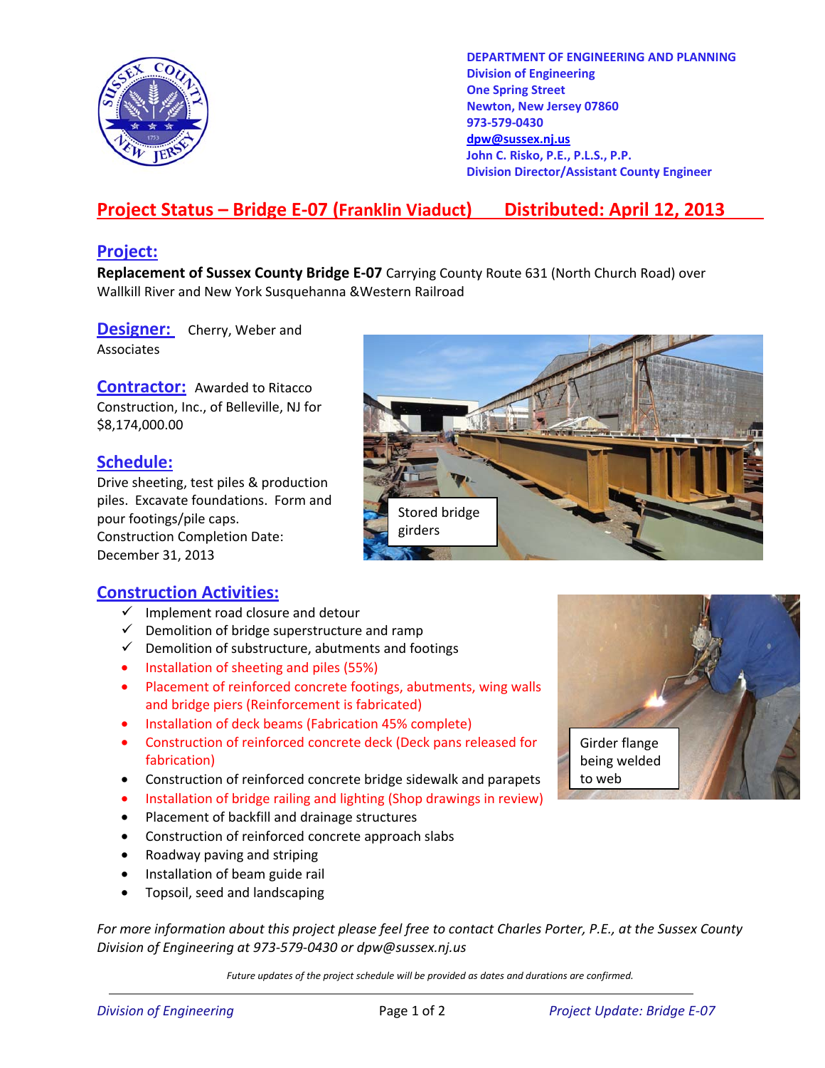**DEPARTMENT OF ENGINEERING AND PLANNING**
**Division of Engineering**
**One Spring Street**
**Newton, New Jersey 07860**
**973-579-0430**
**dpw@sussex.nj.us**
**John C. Risko, P.E., P.L.S., P.P.**
**Division Director/Assistant County Engineer**

# Project Status – Bridge E-07 (Franklin Viaduct) Distributed: April 12, 2013

## Project:

**Replacement of Sussex County Bridge E-07** Carrying County Route 631 (North Church Road) over Wallkill River and New York Susquehanna &Western Railroad

## Designer:

Cherry, Weber and Associates

## Contractor:

Awarded to Ritacco Construction, Inc., of Belleville, NJ for $8,174,000.00

## Schedule:

Drive sheeting, test piles & production piles. Excavate foundations. Form and pour footings/pile caps.
Construction Completion Date: December 31, 2013

Stored bridge girders

## Construction Activities:

- ✓ Implement road closure and detour
- ✓ Demolition of bridge superstructure and ramp
- ✓ Demolition of substructure, abutments and footings
- Installation of sheeting and piles (55%)
- Placement of reinforced concrete footings, abutments, wing walls and bridge piers (Reinforcement is fabricated)
- Installation of deck beams (Fabrication 45% complete)
- Construction of reinforced concrete deck (Deck pans released for fabrication)
- Construction of reinforced concrete bridge sidewalk and parapets
- Installation of bridge railing and lighting (Shop drawings in review)
- Placement of backfill and drainage structures
- Construction of reinforced concrete approach slabs
- Roadway paving and striping
- Installation of beam guide rail
- Topsoil, seed and landscaping

Girder flange being welded to web

*For more information about this project please feel free to contact Charles Porter, P.E., at the Sussex County Division of Engineering at 973-579-0430 or dpw@sussex.nj.us*

*Future updates of the project schedule will be provided as dates and durations are confirmed.*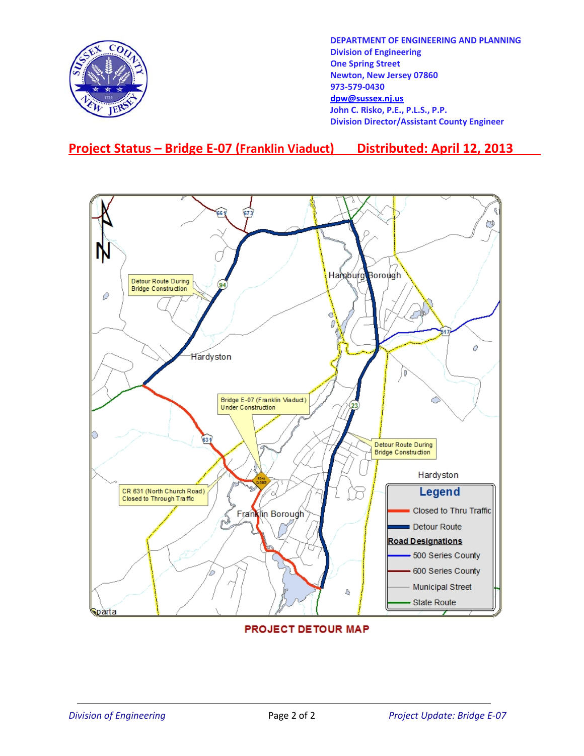**DEPARTMENT OF ENGINEERING AND PLANNING**
**Division of Engineering**
**One Spring Street**
**Newton, New Jersey 07860**
**973-579-0430**
**dpw@sussex.nj.us**
**John C. Risko, P.E., P.L.S., P.P.**
**Division Director/Assistant County Engineer**

## Project Status – Bridge E-07 (Franklin Viaduct) Distributed: April 12, 2013

Detour Route During Bridge Construction

Hamburg Borough

Hardyston

Bridge E-07 (Franklin Viaduct) Under Construction

Detour Route During Bridge Construction

Hardyston

CR 631 (North Church Road) Closed to Through Traffic

Franklin Borough

Sparta

661

673

94

517

23

631

N

ROAD CLOSED

Legend

Closed to Thru Traffic

Detour Route

Road Designations

500 Series County

600 Series County

Municipal Street

State Route

**PROJECT DETOUR MAP**